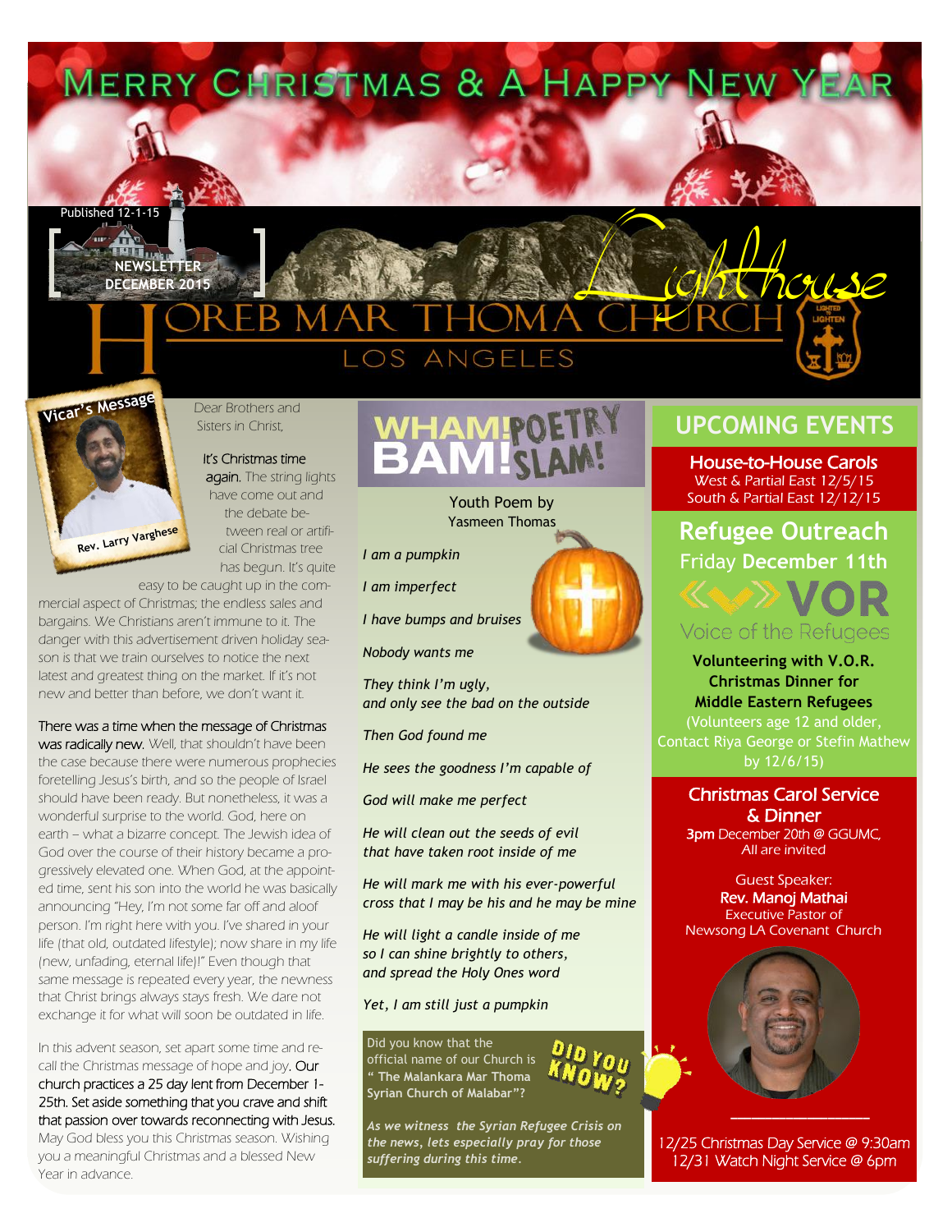# Merry Christmas & A Happy New Year

Published 12-1-15

NEWSLETTER DECEMBER 2015

Lighthouse

# HOREB MAR THOMA CHURCH

LOS ANGELES

## Vicar's Message

Rev. Larry Varghese

Dear Brothers and Sisters in Christ,

It's Christmas time again. The string lights have come out and the debate between real or artificial Christmas tree has begun. It's quite easy to be caught up in the commercial aspect of Christmas; the endless sales and bargains. We Christians aren't immune to it. The danger with this advertisement driven holiday season is that we train ourselves to notice the next latest and greatest thing on the market. If it's not new and better than before, we don't want it.

There was a time when the message of Christmas was radically new. Well, that shouldn't have been the case because there were numerous prophecies foretelling Jesus's birth, and so the people of Israel should have been ready. But nonetheless, it was a wonderful surprise to the world. God, here on earth – what a bizarre concept. The Jewish idea of God over the course of their history became a progressively elevated one. When God, at the appointed time, sent his son into the world he was basically announcing "Hey, I'm not some far off and aloof person. I'm right here with you. I've shared in your life (that old, outdated lifestyle); now share in my life (new, unfading, eternal life)!" Even though that same message is repeated every year, the newness that Christ brings always stays fresh. We dare not exchange it for what will soon be outdated in life.

In this advent season, set apart some time and recall the Christmas message of hope and joy. Our church practices a 25 day lent from December 1-25th. Set aside something that you crave and shift that passion over towards reconnecting with Jesus. May God bless you this Christmas season. Wishing you a meaningful Christmas and a blessed New Year in advance.

## WHAM! BAM! POETRY SLAM!

Youth Poem by Yasmeen Thomas

*I am a pumpkin*

*I am imperfect*

*I have bumps and bruises*

*Nobody wants me*

*They think I'm ugly,*
*and only see the bad on the outside*

*Then God found me*

*He sees the goodness I'm capable of*

*God will make me perfect*

*He will clean out the seeds of evil*
*that have taken root inside of me*

*He will mark me with his ever-powerful*
*cross that I may be his and he may be mine*

*He will light a candle inside of me*
*so I can shine brightly to others,*
*and spread the Holy Ones word*

*Yet, I am still just a pumpkin*

### DID YOU KNOW?

Did you know that the official name of our Church is **" The Malankara Mar Thoma Syrian Church of Malabar"?**

*As we witness the Syrian Refugee Crisis on the news, lets especially pray for those suffering during this time.*

## UPCOMING EVENTS

### House-to-House Carols

West & Partial East 12/5/15
South & Partial East 12/12/15

### Refugee Outreach

Friday **December 11th**

VOR Voice of the Refugees

**Volunteering with V.O.R. Christmas Dinner for Middle Eastern Refugees**

(Volunteers age 12 and older, Contact Riya George or Stefin Mathew by 12/6/15)

### Christmas Carol Service & Dinner

**3pm** December 20th @ GGUMC, All are invited

Guest Speaker:
**Rev. Manoj Mathai**
Executive Pastor of Newsong LA Covenant Church

12/25 Christmas Day Service @ 9:30am
12/31 Watch Night Service @ 6pm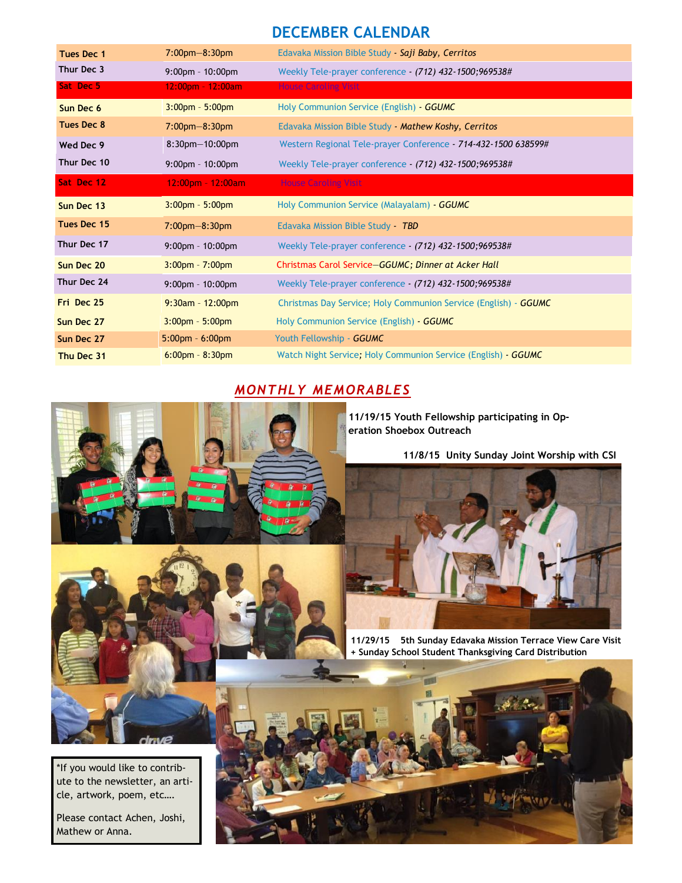## DECEMBER CALENDAR

| | | |
|---|---|---|
| Tues Dec 1 | 7:00pm—8:30pm | Edavaka Mission Bible Study - *Saji Baby, Cerritos* |
| Thur Dec 3 | 9:00pm - 10:00pm | Weekly Tele-prayer conference - *(712) 432-1500;969538#* |
| Sat Dec 5 | 12:00pm - 12:00am | House Caroling Visit |
| Sun Dec 6 | 3:00pm - 5:00pm | Holy Communion Service (English) - *GGUMC* |
| Tues Dec 8 | 7:00pm—8:30pm | Edavaka Mission Bible Study - *Mathew Koshy, Cerritos* |
| Wed Dec 9 | 8:30pm—10:00pm | Western Regional Tele-prayer Conference - *714-432-1500 638599#* |
| Thur Dec 10 | 9:00pm - 10:00pm | Weekly Tele-prayer conference - *(712) 432-1500;969538#* |
| Sat Dec 12 | 12:00pm - 12:00am | House Caroling Visit |
| Sun Dec 13 | 3:00pm - 5:00pm | Holy Communion Service (Malayalam) - *GGUMC* |
| Tues Dec 15 | 7:00pm—8:30pm | Edavaka Mission Bible Study - *TBD* |
| Thur Dec 17 | 9:00pm - 10:00pm | Weekly Tele-prayer conference - *(712) 432-1500;969538#* |
| Sun Dec 20 | 3:00pm - 7:00pm | Christmas Carol Service—*GGUMC; Dinner at Acker Hall* |
| Thur Dec 24 | 9:00pm - 10:00pm | Weekly Tele-prayer conference - *(712) 432-1500;969538#* |
| Fri Dec 25 | 9:30am - 12:00pm | Christmas Day Service; Holy Communion Service (English) - *GGUMC* |
| Sun Dec 27 | 3:00pm - 5:00pm | Holy Communion Service (English) - *GGUMC* |
| Sun Dec 27 | 5:00pm - 6:00pm | Youth Fellowship - *GGUMC* |
| Thu Dec 31 | 6:00pm - 8:30pm | Watch Night Service; Holy Communion Service (English) - *GGUMC* |

## *MONTHLY MEMORABLES*

**11/19/15 Youth Fellowship participating in Operation Shoebox Outreach**

**11/8/15 Unity Sunday Joint Worship with CSI**

**11/29/15 5th Sunday Edavaka Mission Terrace View Care Visit + Sunday School Student Thanksgiving Card Distribution**

*If you would like to contribute to the newsletter, an article, artwork, poem, etc….

Please contact Achen, Joshi, Mathew or Anna.